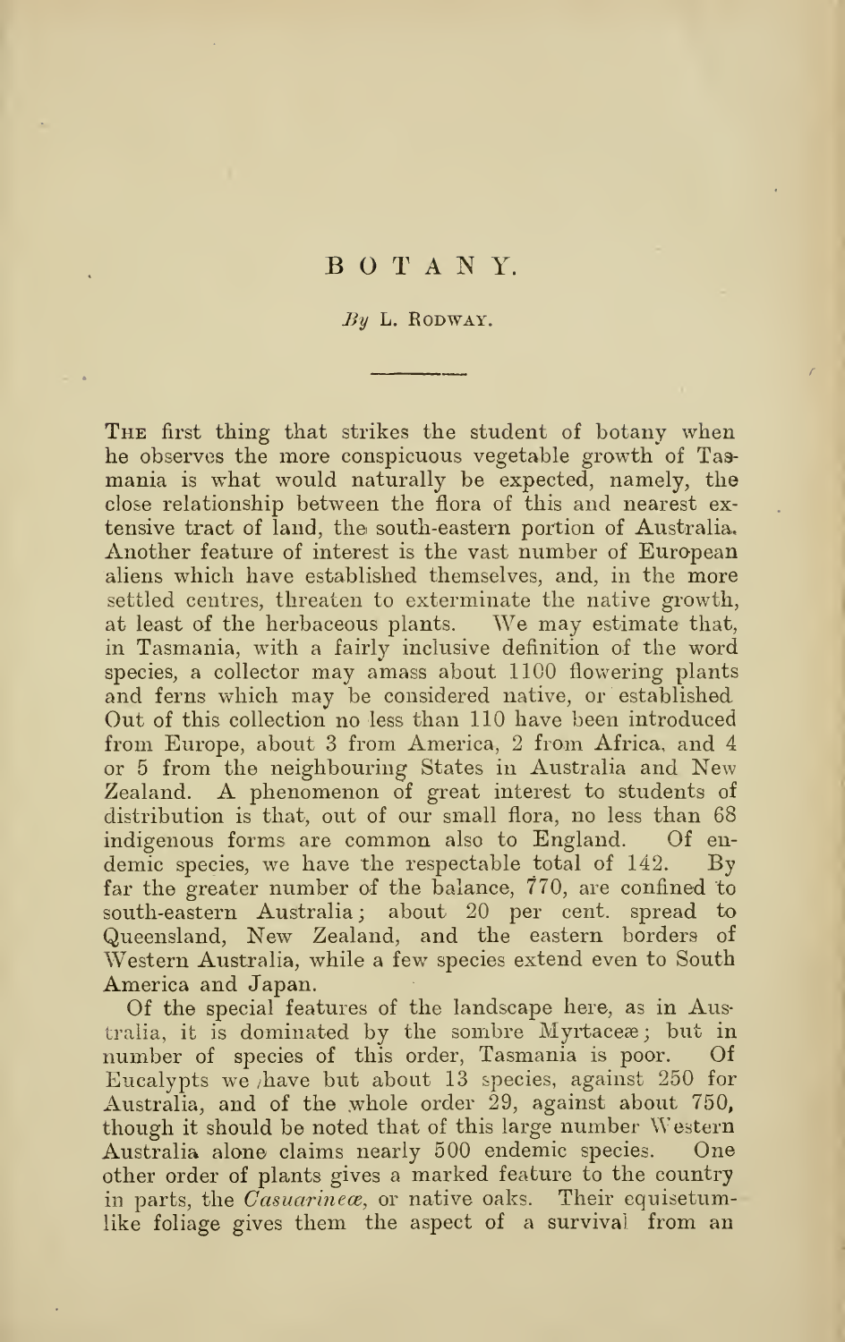# BOTANY.

*By* L. Rodway.

The first thing that strikes the student of botany when he observes the more conspicuous vegetable growth of Tasmania is what would naturally be expected, namely, the close relationship between the flora of this and nearest extensive tract of land, the south-eastern portion of Australia. Another feature of interest is the vast number of European aliens which have established themselves, and, in the more settled centres, threaten to exterminate the native growth, at least of the herbaceous plants. We may estimate that, in Tasmania, with a fairly inclusive definition of the word species, a collector may amass about 1100 flowering plants and ferns which may be considered native, or established. Out of this collection no less than 110 have been introduced from Europe, about 3 from America, 2 from Africa, and 4 or 5 from the neighbouring States in Australia and New Zealand. A phenomenon of great interest to students of distribution is that, out of our small flora, no less than 68 indigenous forms are common also to England. Of endemic species, we have the respectable total of 142. By far the greater number of the balance, 770, are confined to south-eastern Australia; about 20 per cent. spread to Queensland, New Zealand, and the eastern borders of Western Australia, while a few species extend even to South America and Japan.

Of the special features of the landscape here, as in Australia, it is dominated by the sombre Myrtaceæ; but in number of species of this order, Tasmania is poor. Of Eucalypts we have but about 13 species, against 250 for Australia, and of the whole order 29, against about 750, though it should be noted that of this large number Western Australia alone claims nearly 500 endemic species. One other order of plants gives a marked feature to the country in parts, the *Casuarineæ*, or native oaks. Their equisetum-like foliage gives them the aspect of a survival from an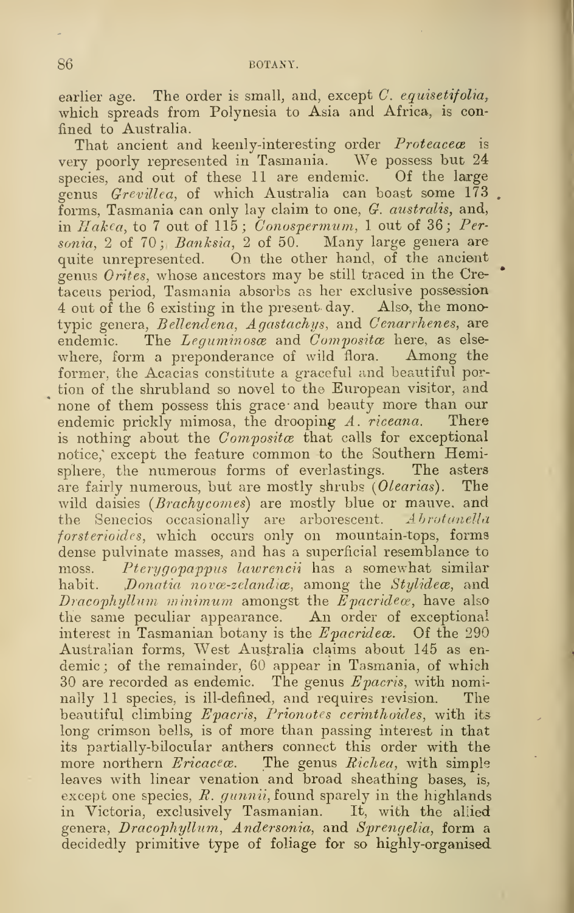earlier age. The order is small, and, except *C. equisetifolia*, which spreads from Polynesia to Asia and Africa, is confined to Australia.

That ancient and keenly-interesting order *Proteaceæ* is very poorly represented in Tasmania. We possess but 24 species, and out of these 11 are endemic. Of the large genus *Grevillea*, of which Australia can boast some 173 forms, Tasmania can only lay claim to one, *G. australis*, and, in *Hakea*, to 7 out of 115; *Conospermum*, 1 out of 36; *Persoonia*, 2 of 70; *Banksia*, 2 of 50. Many large genera are quite unrepresented. On the other hand, of the ancient genus *Orites*, whose ancestors may be still traced in the Cretaceus period, Tasmania absorbs as her exclusive possession 4 out of the 6 existing in the present day. Also, the monotypic genera, *Bellendena*, *Agastachys*, and *Cenarrhenes*, are endemic. The *Leguminosæ* and *Compositæ* here, as elsewhere, form a preponderance of wild flora. Among the former, the Acacias constitute a graceful and beautiful portion of the shrubland so novel to the European visitor, and none of them possess this grace and beauty more than our endemic prickly mimosa, the drooping *A. riceana*. There is nothing about the *Compositæ* that calls for exceptional notice, except the feature common to the Southern Hemisphere, the numerous forms of everlastings. The asters are fairly numerous, but are mostly shrubs (*Olearias*). The wild daisies (*Brachycomes*) are mostly blue or mauve, and the Senecios occasionally are arborescent. *Abrotanella forsterioides*, which occurs only on mountain-tops, forms dense pulvinate masses, and has a superficial resemblance to moss. *Pterygopappus lawrencii* has a somewhat similar habit. *Donatia novæ-zelandiæ*, among the *Stylideæ*, and *Dracophyllum minimum* amongst the *Epacrideæ*, have also the same peculiar appearance. An order of exceptional interest in Tasmanian botany is the *Epacrideæ*. Of the 290 Australian forms, West Australia claims about 145 as endemic; of the remainder, 60 appear in Tasmania, of which 30 are recorded as endemic. The genus *Epacris*, with nominally 11 species, is ill-defined, and requires revision. The beautiful climbing *Epacris*, *Prionotes cerinthoides*, with its long crimson bells, is of more than passing interest in that its partially-bilocular anthers connect this order with the more northern *Ericaceæ*. The genus *Richea*, with simple leaves with linear venation and broad sheathing bases, is, except one species, *R. gunnii*, found sparely in the highlands in Victoria, exclusively Tasmanian. It, with the allied genera, *Dracophyllum*, *Andersonia*, and *Sprengelia*, form a decidedly primitive type of foliage for so highly-organised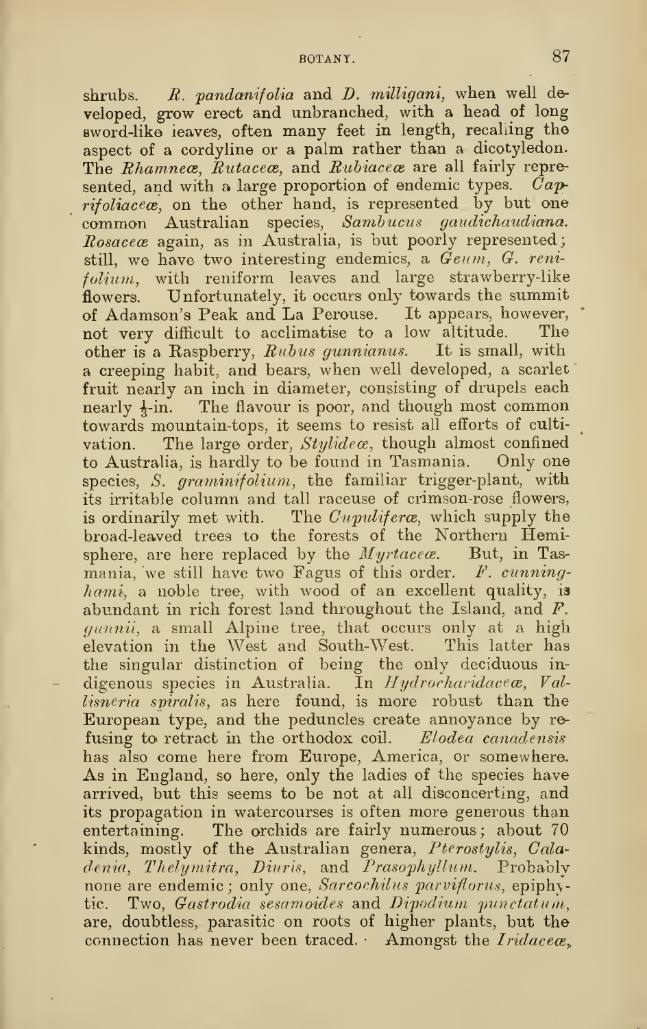shrubs. *R. pandanifolia* and *D. milligani*, when well developed, grow erect and unbranched, with a head of long sword-like leaves, often many feet in length, recalling the aspect of a cordyline or a palm rather than a dicotyledon. The *Rhamneæ*, *Rutaceæ*, and *Rubiaceæ* are all fairly represented, and with a large proportion of endemic types. *Caprifoliaceæ*, on the other hand, is represented by but one common Australian species, *Sambucus gaudichaudiana*. *Rosaceæ* again, as in Australia, is but poorly represented; still, we have two interesting endemics, a *Geum*, *G. renifolium*, with reniform leaves and large strawberry-like flowers. Unfortunately, it occurs only towards the summit of Adamson's Peak and La Perouse. It appears, however, not very difficult to acclimatise to a low altitude. The other is a Raspberry, *Rubus gunnianus*. It is small, with a creeping habit, and bears, when well developed, a scarlet fruit nearly an inch in diameter, consisting of drupels each nearly ⅓-in. The flavour is poor, and though most common towards mountain-tops, it seems to resist all efforts of cultivation. The large order, *Stylideæ*, though almost confined to Australia, is hardly to be found in Tasmania. Only one species, *S. graminifolium*, the familiar trigger-plant, with its irritable column and tall raceuse of crimson-rose flowers, is ordinarily met with. The *Cupuliferæ*, which supply the broad-leaved trees to the forests of the Northern Hemisphere, are here replaced by the *Myrtaceæ*. But, in Tasmania, we still have two Fagus of this order. *F. cunninghami*, a noble tree, with wood of an excellent quality, is abundant in rich forest land throughout the Island, and *F. gunnii*, a small Alpine tree, that occurs only at a high elevation in the West and South-West. This latter has the singular distinction of being the only deciduous indigenous species in Australia. In *Hydrocharidaceæ*, *Vallisneria spiralis*, as here found, is more robust than the European type, and the peduncles create annoyance by refusing to retract in the orthodox coil. *Elodea canadensis* has also come here from Europe, America, or somewhere. As in England, so here, only the ladies of the species have arrived, but this seems to be not at all disconcerting, and its propagation in watercourses is often more generous than entertaining. The orchids are fairly numerous; about 70 kinds, mostly of the Australian genera, *Pterostylis*, *Caladenia*, *Thelymitra*, *Diuris*, and *Prasophyllum*. Probably none are endemic; only one, *Sarcochilus parviflorus*, epiphytic. Two, *Gastrodia sesamoides* and *Dipodium punctatum*, are, doubtless, parasitic on roots of higher plants, but the connection has never been traced. Amongst the *Iridaceæ*,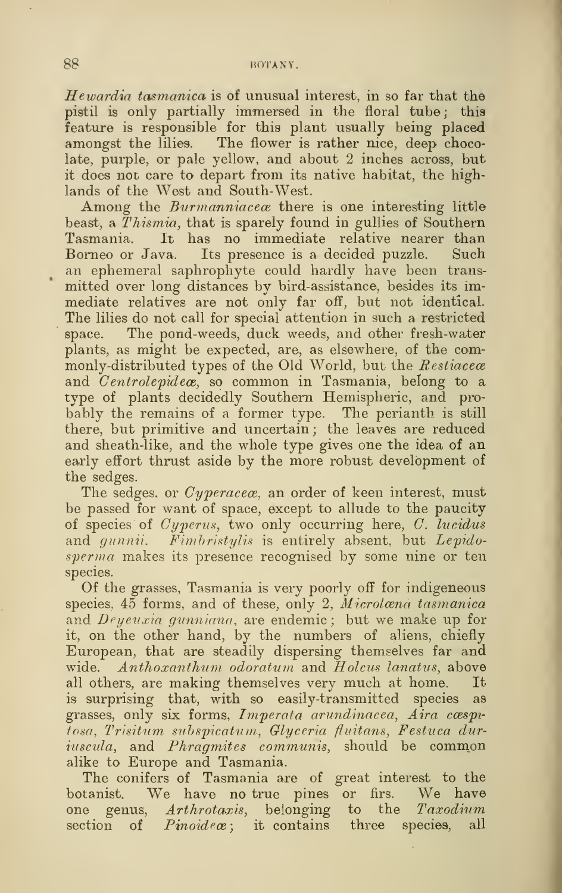*Hewardia tasmanica* is of unusual interest, in so far that the pistil is only partially immersed in the floral tube; this feature is responsible for this plant usually being placed amongst the lilies. The flower is rather nice, deep chocolate, purple, or pale yellow, and about 2 inches across, but it does not care to depart from its native habitat, the highlands of the West and South-West.

Among the *Burmanniaceæ* there is one interesting little beast, a *Thismia*, that is sparely found in gullies of Southern Tasmania. It has no immediate relative nearer than Borneo or Java. Its presence is a decided puzzle. Such an ephemeral saphrophyte could hardly have been transmitted over long distances by bird-assistance, besides its immediate relatives are not only far off, but not identical. The lilies do not call for special attention in such a restricted space. The pond-weeds, duck weeds, and other fresh-water plants, as might be expected, are, as elsewhere, of the commonly-distributed types of the Old World, but the *Restiaceæ* and *Centrolepideæ*, so common in Tasmania, belong to a type of plants decidedly Southern Hemispheric, and probably the remains of a former type. The perianth is still there, but primitive and uncertain; the leaves are reduced and sheath-like, and the whole type gives one the idea of an early effort thrust aside by the more robust development of the sedges.

The sedges, or *Cyperaceæ*, an order of keen interest, must be passed for want of space, except to allude to the paucity of species of *Cyperus*, two only occurring here, *C. lucidus* and *gunnii*. *Fimbristylis* is entirely absent, but *Lepidosperma* makes its presence recognised by some nine or ten species.

Of the grasses, Tasmania is very poorly off for indigeneous species, 45 forms, and of these, only 2, *Microlæna tasmanica* and *Deyeuxia gunniana*, are endemic; but we make up for it, on the other hand, by the numbers of aliens, chiefly European, that are steadily dispersing themselves far and wide. *Anthoxanthum odoratum* and *Holcus lanatus*, above all others, are making themselves very much at home. It is surprising that, with so easily-transmitted species as grasses, only six forms, *Imperata arundinacea*, *Aira cæspitosa*, *Trisitum subspicatum*, *Glyceria fluitans*, *Festuca duriuscula*, and *Phragmites communis*, should be common alike to Europe and Tasmania.

The conifers of Tasmania are of great interest to the botanist. We have no true pines or firs. We have one genus, *Arthrotaxis*, belonging to the *Taxodium* section of *Pinoideæ*; it contains three species, all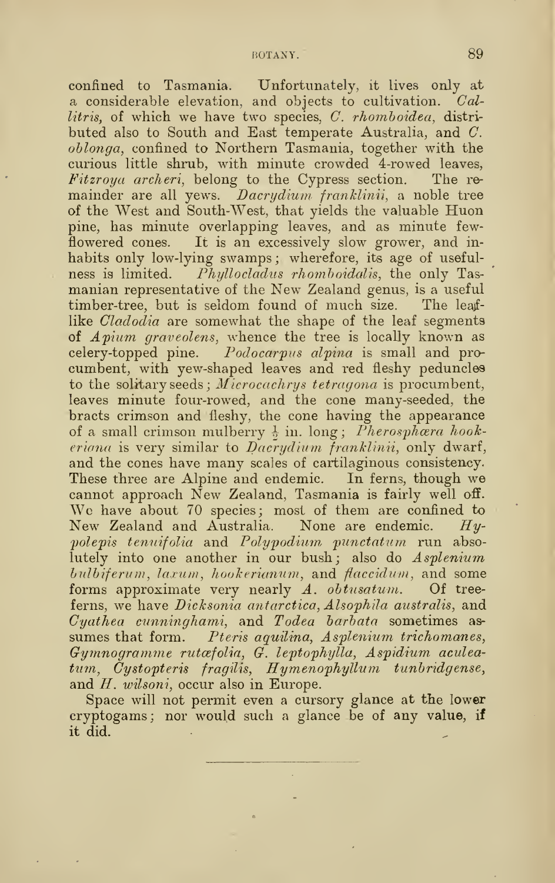confined to Tasmania. Unfortunately, it lives only at a considerable elevation, and objects to cultivation. *Callitris*, of which we have two species, *C. rhomboidea*, distributed also to South and East temperate Australia, and *C. oblonga*, confined to Northern Tasmania, together with the curious little shrub, with minute crowded 4-rowed leaves, *Fitzroya archeri*, belong to the Cypress section. The remainder are all yews. *Dacrydium franklinii*, a noble tree of the West and South-West, that yields the valuable Huon pine, has minute overlapping leaves, and as minute few-flowered cones. It is an excessively slow grower, and inhabits only low-lying swamps; wherefore, its age of usefulness is limited. *Phyllocladus rhomboidalis*, the only Tasmanian representative of the New Zealand genus, is a useful timber-tree, but is seldom found of much size. The leaf-like *Cladodia* are somewhat the shape of the leaf segments of *Apium graveolens*, whence the tree is locally known as celery-topped pine. *Podocarpus alpina* is small and procumbent, with yew-shaped leaves and red fleshy peduncles to the solitary seeds; *Microcachrys tetragona* is procumbent, leaves minute four-rowed, and the cone many-seeded, the bracts crimson and fleshy, the cone having the appearance of a small crimson mulberry ½ in. long; *Pherosphæra hookeriana* is very similar to *Dacrydium franklinii*, only dwarf, and the cones have many scales of cartilaginous consistency. These three are Alpine and endemic. In ferns, though we cannot approach New Zealand, Tasmania is fairly well off. We have about 70 species; most of them are confined to New Zealand and Australia. None are endemic. *Hypolepis tenuifolia* and *Polypodium punctatum* run absolutely into one another in our bush; also do *Asplenium bulbiferum*, *laxum*, *hookerianum*, and *flaccidum*, and some forms approximate very nearly *A. obtusatum*. Of tree-ferns, we have *Dicksonia antarctica*, *Alsophila australis*, and *Cyathea cunninghami*, and *Todea barbata* sometimes assumes that form. *Pteris aquilina*, *Asplenium trichomanes*, *Gymnogramme rutæfolia*, *G. leptophylla*, *Aspidium aculeatum*, *Cystopteris fragilis*, *Hymenophyllum tunbridgense*, and *H. wilsoni*, occur also in Europe.

Space will not permit even a cursory glance at the lower cryptogams; nor would such a glance be of any value, if it did.